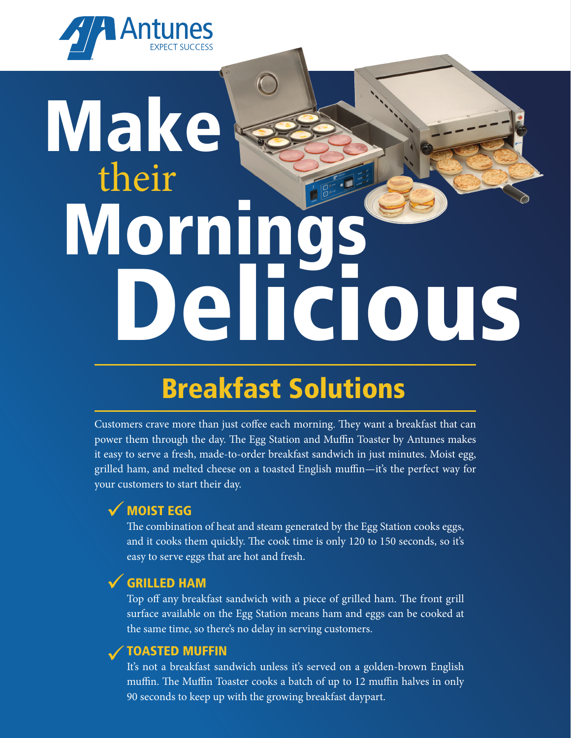Antunes
EXPECT SUCCESS

# Make their Mornings Delicious

## Breakfast Solutions

Customers crave more than just coffee each morning. They want a breakfast that can power them through the day. The Egg Station and Muffin Toaster by Antunes makes it easy to serve a fresh, made-to-order breakfast sandwich in just minutes. Moist egg, grilled ham, and melted cheese on a toasted English muffin—it's the perfect way for your customers to start their day.

### ✓ MOIST EGG

The combination of heat and steam generated by the Egg Station cooks eggs, and it cooks them quickly. The cook time is only 120 to 150 seconds, so it's easy to serve eggs that are hot and fresh.

### ✓ GRILLED HAM

Top off any breakfast sandwich with a piece of grilled ham. The front grill surface available on the Egg Station means ham and eggs can be cooked at the same time, so there's no delay in serving customers.

### ✓ TOASTED MUFFIN

It's not a breakfast sandwich unless it's served on a golden-brown English muffin. The Muffin Toaster cooks a batch of up to 12 muffin halves in only 90 seconds to keep up with the growing breakfast daypart.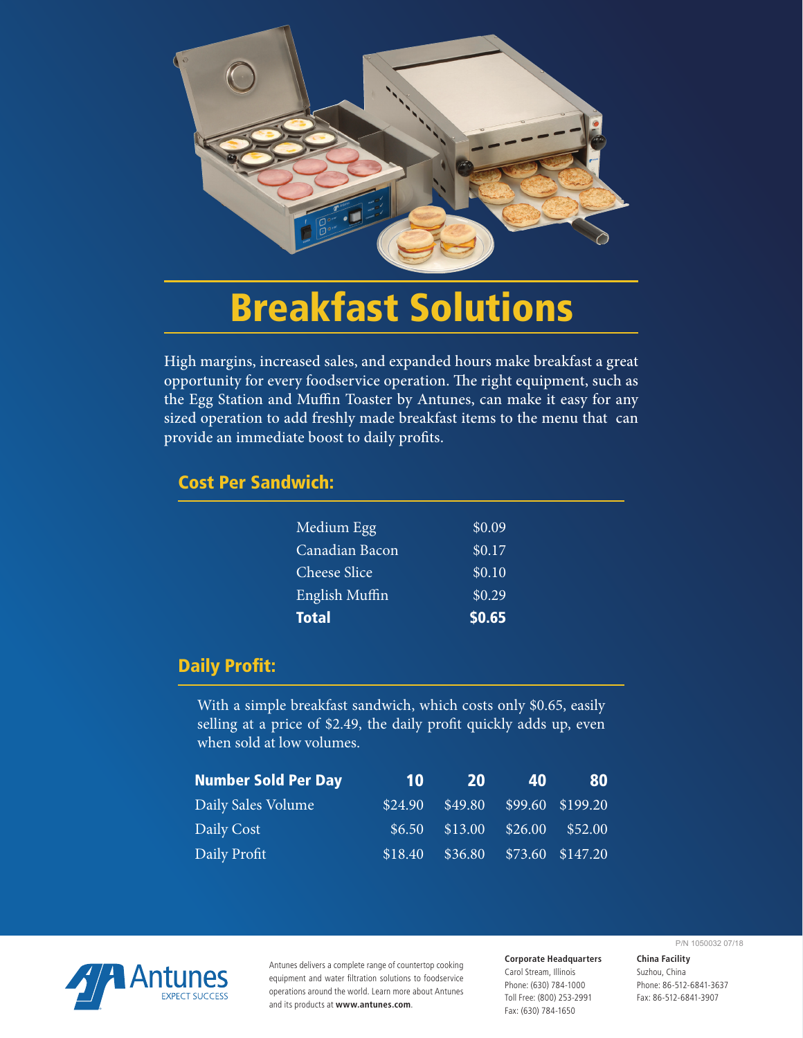# Breakfast Solutions

High margins, increased sales, and expanded hours make breakfast a great opportunity for every foodservice operation. The right equipment, such as the Egg Station and Muffin Toaster by Antunes, can make it easy for any sized operation to add freshly made breakfast items to the menu that can provide an immediate boost to daily profits.

## Cost Per Sandwich:

| | |
|---|---|
| Medium Egg | $0.09 |
| Canadian Bacon | $0.17 |
| Cheese Slice | $0.10 |
| English Muffin | $0.29 |
| **Total** | **$0.65** |

## Daily Profit:

With a simple breakfast sandwich, which costs only $0.65, easily selling at a price of $2.49, the daily profit quickly adds up, even when sold at low volumes.

| Number Sold Per Day | 10 | 20 | 40 | 80 |
|---|---|---|---|---|
| Daily Sales Volume | $24.90 | $49.80 | $99.60 | $199.20 |
| Daily Cost | $6.50 | $13.00 | $26.00 | $52.00 |
| Daily Profit | $18.40 | $36.80 | $73.60 | $147.20 |

P/N 1050032 07/18

Antunes
EXPECT SUCCESS

Antunes delivers a complete range of countertop cooking equipment and water filtration solutions to foodservice operations around the world. Learn more about Antunes and its products at **www.antunes.com**.

**Corporate Headquarters**
Carol Stream, Illinois
Phone: (630) 784-1000
Toll Free: (800) 253-2991
Fax: (630) 784-1650

**China Facility**
Suzhou, China
Phone: 86-512-6841-3637
Fax: 86-512-6841-3907